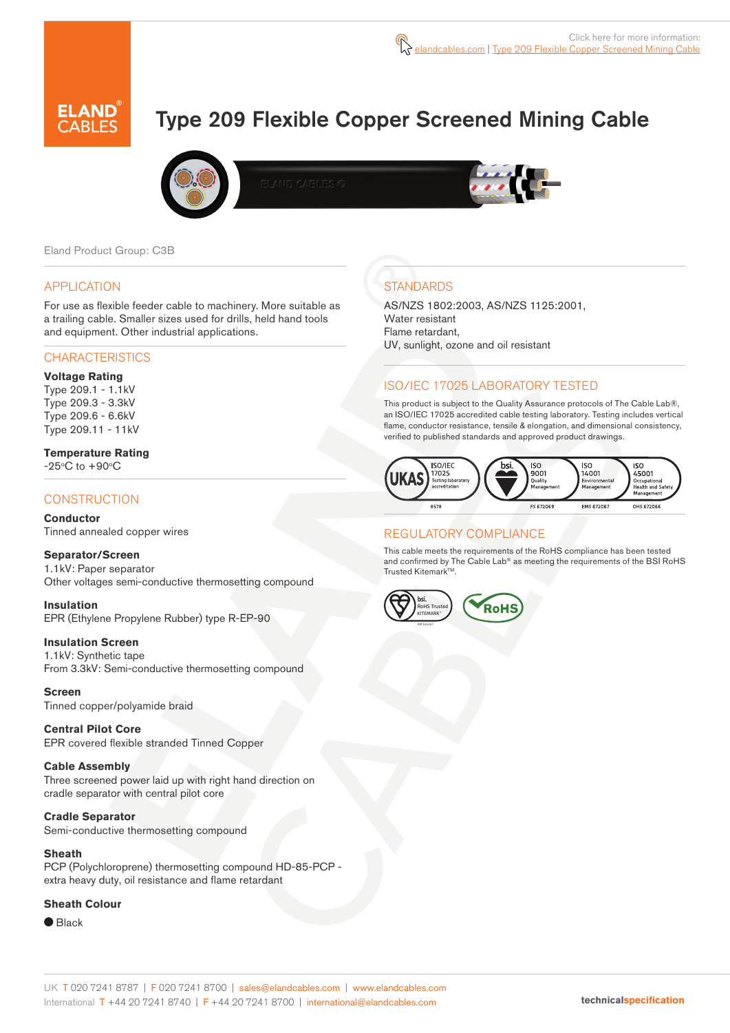Click here for more information: elandcables.com | Type 209 Flexible Copper Screened Mining Cable

# Type 209 Flexible Copper Screened Mining Cable

Eland Product Group: C3B

## APPLICATION

For use as flexible feeder cable to machinery. More suitable as a trailing cable. Smaller sizes used for drills, held hand tools and equipment. Other industrial applications.

## CHARACTERISTICS

**Voltage Rating**
Type 209.1 - 1.1kV
Type 209.3 - 3.3kV
Type 209.6 - 6.6kV
Type 209.11 - 11kV

**Temperature Rating**
-25°C to +90°C

## CONSTRUCTION

**Conductor**
Tinned annealed copper wires

**Separator/Screen**
1.1kV: Paper separator
Other voltages semi-conductive thermosetting compound

**Insulation**
EPR (Ethylene Propylene Rubber) type R-EP-90

**Insulation Screen**
1.1kV: Synthetic tape
From 3.3kV: Semi-conductive thermosetting compound

**Screen**
Tinned copper/polyamide braid

**Central Pilot Core**
EPR covered flexible stranded Tinned Copper

**Cable Assembly**
Three screened power laid up with right hand direction on cradle separator with central pilot core

**Cradle Separator**
Semi-conductive thermosetting compound

**Sheath**
PCP (Polychloroprene) thermosetting compound HD-85-PCP - extra heavy duty, oil resistance and flame retardant

**Sheath Colour**
● Black

## STANDARDS

AS/NZS 1802:2003, AS/NZS 1125:2001,
Water resistant
Flame retardant,
UV, sunlight, ozone and oil resistant

## ISO/IEC 17025 LABORATORY TESTED

This product is subject to the Quality Assurance protocols of The Cable Lab®, an ISO/IEC 17025 accredited cable testing laboratory. Testing includes vertical flame, conductor resistance, tensile & elongation, and dimensional consistency, verified to published standards and approved product drawings.

UKAS ISO/IEC 17025 Testing laboratory accreditation 8578 | bsi. ISO 9001 Quality Management FS 672069 | ISO 14001 Environmental Management EMS 672067 | ISO 45001 Occupational Health and Safety Management OHS 672066

## REGULATORY COMPLIANCE

This cable meets the requirements of the RoHS compliance has been tested and confirmed by The Cable Lab® as meeting the requirements of the BSI RoHS Trusted Kitemark™.

bsi. RoHS Trusted KITEMARK™ | RoHS

UK T 020 7241 8787 | F 020 7241 8700 | sales@elandcables.com | www.elandcables.com
International T +44 20 7241 8740 | F +44 20 7241 8700 | international@elandcables.com

technicalspecification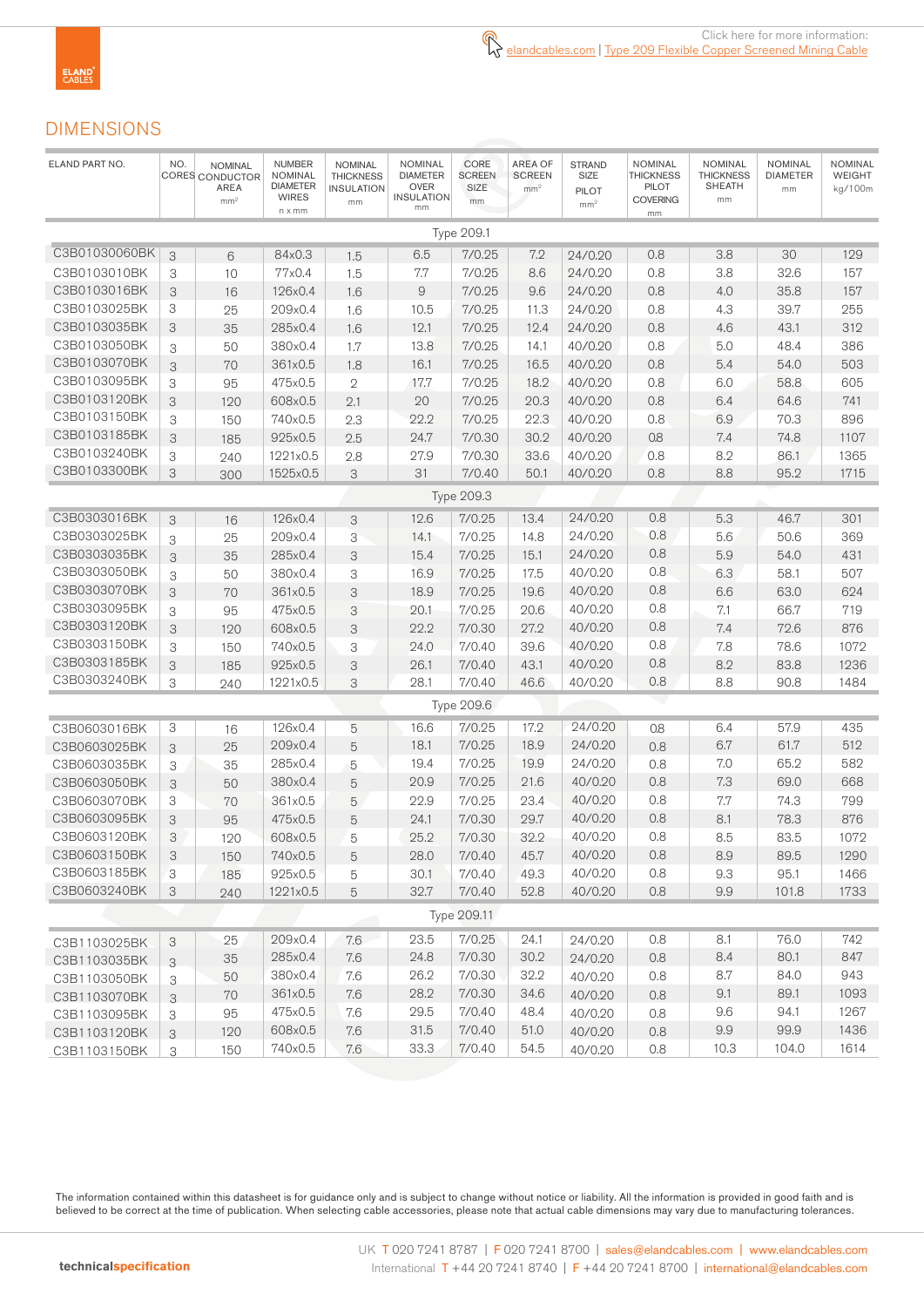Click here for more information: elandcables.com | Type 209 Flexible Copper Screened Mining Cable

## DIMENSIONS

| ELAND PART NO. | NO. CORES | NOMINAL CONDUCTOR AREA mm² | NUMBER NOMINAL DIAMETER WIRES n x mm | NOMINAL THICKNESS INSULATION mm | NOMINAL DIAMETER OVER INSULATION mm | CORE SCREEN SIZE mm | AREA OF SCREEN mm² | STRAND SIZE PILOT mm² | NOMINAL THICKNESS PILOT COVERING mm | NOMINAL THICKNESS SHEATH mm | NOMINAL DIAMETER mm | NOMINAL WEIGHT kg/100m |
|---|---|---|---|---|---|---|---|---|---|---|---|---|
| Type 209.1 | | | | | | | | | | | | |
| C3B01030060BK | 3 | 6 | 84x0.3 | 1.5 | 6.5 | 7/0.25 | 7.2 | 24/0.20 | 0.8 | 3.8 | 30 | 129 |
| C3B0103010BK | 3 | 10 | 77x0.4 | 1.5 | 7.7 | 7/0.25 | 8.6 | 24/0.20 | 0.8 | 3.8 | 32.6 | 157 |
| C3B0103016BK | 3 | 16 | 126x0.4 | 1.6 | 9 | 7/0.25 | 9.6 | 24/0.20 | 0.8 | 4.0 | 35.8 | 157 |
| C3B0103025BK | 3 | 25 | 209x0.4 | 1.6 | 10.5 | 7/0.25 | 11.3 | 24/0.20 | 0.8 | 4.3 | 39.7 | 255 |
| C3B0103035BK | 3 | 35 | 285x0.4 | 1.6 | 12.1 | 7/0.25 | 12.4 | 24/0.20 | 0.8 | 4.6 | 43.1 | 312 |
| C3B0103050BK | 3 | 50 | 380x0.4 | 1.7 | 13.8 | 7/0.25 | 14.1 | 40/0.20 | 0.8 | 5.0 | 48.4 | 386 |
| C3B0103070BK | 3 | 70 | 361x0.5 | 1.8 | 16.1 | 7/0.25 | 16.5 | 40/0.20 | 0.8 | 5.4 | 54.0 | 503 |
| C3B0103095BK | 3 | 95 | 475x0.5 | 2 | 17.7 | 7/0.25 | 18.2 | 40/0.20 | 0.8 | 6.0 | 58.8 | 605 |
| C3B0103120BK | 3 | 120 | 608x0.5 | 2.1 | 20 | 7/0.25 | 20.3 | 40/0.20 | 0.8 | 6.4 | 64.6 | 741 |
| C3B0103150BK | 3 | 150 | 740x0.5 | 2.3 | 22.2 | 7/0.25 | 22.3 | 40/0.20 | 0.8 | 6.9 | 70.3 | 896 |
| C3B0103185BK | 3 | 185 | 925x0.5 | 2.5 | 24.7 | 7/0.30 | 30.2 | 40/0.20 | 08 | 7.4 | 74.8 | 1107 |
| C3B0103240BK | 3 | 240 | 1221x0.5 | 2.8 | 27.9 | 7/0.30 | 33.6 | 40/0.20 | 0.8 | 8.2 | 86.1 | 1365 |
| C3B0103300BK | 3 | 300 | 1525x0.5 | 3 | 31 | 7/0.40 | 50.1 | 40/0.20 | 0.8 | 8.8 | 95.2 | 1715 |
| Type 209.3 | | | | | | | | | | | | |
| C3B0303016BK | 3 | 16 | 126x0.4 | 3 | 12.6 | 7/0.25 | 13.4 | 24/0.20 | 0.8 | 5.3 | 46.7 | 301 |
| C3B0303025BK | 3 | 25 | 209x0.4 | 3 | 14.1 | 7/0.25 | 14.8 | 24/0.20 | 0.8 | 5.6 | 50.6 | 369 |
| C3B0303035BK | 3 | 35 | 285x0.4 | 3 | 15.4 | 7/0.25 | 15.1 | 24/0.20 | 0.8 | 5.9 | 54.0 | 431 |
| C3B0303050BK | 3 | 50 | 380x0.4 | 3 | 16.9 | 7/0.25 | 17.5 | 40/0.20 | 0.8 | 6.3 | 58.1 | 507 |
| C3B0303070BK | 3 | 70 | 361x0.5 | 3 | 18.9 | 7/0.25 | 19.6 | 40/0.20 | 0.8 | 6.6 | 63.0 | 624 |
| C3B0303095BK | 3 | 95 | 475x0.5 | 3 | 20.1 | 7/0.25 | 20.6 | 40/0.20 | 0.8 | 7.1 | 66.7 | 719 |
| C3B0303120BK | 3 | 120 | 608x0.5 | 3 | 22.2 | 7/0.30 | 27.2 | 40/0.20 | 0.8 | 7.4 | 72.6 | 876 |
| C3B0303150BK | 3 | 150 | 740x0.5 | 3 | 24.0 | 7/0.40 | 39.6 | 40/0.20 | 0.8 | 7.8 | 78.6 | 1072 |
| C3B0303185BK | 3 | 185 | 925x0.5 | 3 | 26.1 | 7/0.40 | 43.1 | 40/0.20 | 0.8 | 8.2 | 83.8 | 1236 |
| C3B0303240BK | 3 | 240 | 1221x0.5 | 3 | 28.1 | 7/0.40 | 46.6 | 40/0.20 | 0.8 | 8.8 | 90.8 | 1484 |
| Type 209.6 | | | | | | | | | | | | |
| C3B0603016BK | 3 | 16 | 126x0.4 | 5 | 16.6 | 7/0.25 | 17.2 | 24/0.20 | 08 | 6.4 | 57.9 | 435 |
| C3B0603025BK | 3 | 25 | 209x0.4 | 5 | 18.1 | 7/0.25 | 18.9 | 24/0.20 | 0.8 | 6.7 | 61.7 | 512 |
| C3B0603035BK | 3 | 35 | 285x0.4 | 5 | 19.4 | 7/0.25 | 19.9 | 24/0.20 | 0.8 | 7.0 | 65.2 | 582 |
| C3B0603050BK | 3 | 50 | 380x0.4 | 5 | 20.9 | 7/0.25 | 21.6 | 40/0.20 | 0.8 | 7.3 | 69.0 | 668 |
| C3B0603070BK | 3 | 70 | 361x0.5 | 5 | 22.9 | 7/0.25 | 23.4 | 40/0.20 | 0.8 | 7.7 | 74.3 | 799 |
| C3B0603095BK | 3 | 95 | 475x0.5 | 5 | 24.1 | 7/0.30 | 29.7 | 40/0.20 | 0.8 | 8.1 | 78.3 | 876 |
| C3B0603120BK | 3 | 120 | 608x0.5 | 5 | 25.2 | 7/0.30 | 32.2 | 40/0.20 | 0.8 | 8.5 | 83.5 | 1072 |
| C3B0603150BK | 3 | 150 | 740x0.5 | 5 | 28.0 | 7/0.40 | 45.7 | 40/0.20 | 0.8 | 8.9 | 89.5 | 1290 |
| C3B0603185BK | 3 | 185 | 925x0.5 | 5 | 30.1 | 7/0.40 | 49.3 | 40/0.20 | 0.8 | 9.3 | 95.1 | 1466 |
| C3B0603240BK | 3 | 240 | 1221x0.5 | 5 | 32.7 | 7/0.40 | 52.8 | 40/0.20 | 0.8 | 9.9 | 101.8 | 1733 |
| Type 209.11 | | | | | | | | | | | | |
| C3B1103025BK | 3 | 25 | 209x0.4 | 7.6 | 23.5 | 7/0.25 | 24.1 | 24/0.20 | 0.8 | 8.1 | 76.0 | 742 |
| C3B1103035BK | 3 | 35 | 285x0.4 | 7.6 | 24.8 | 7/0.30 | 30.2 | 24/0.20 | 0.8 | 8.4 | 80.1 | 847 |
| C3B1103050BK | 3 | 50 | 380x0.4 | 7.6 | 26.2 | 7/0.30 | 32.2 | 40/0.20 | 0.8 | 8.7 | 84.0 | 943 |
| C3B1103070BK | 3 | 70 | 361x0.5 | 7.6 | 28.2 | 7/0.30 | 34.6 | 40/0.20 | 0.8 | 9.1 | 89.1 | 1093 |
| C3B1103095BK | 3 | 95 | 475x0.5 | 7.6 | 29.5 | 7/0.40 | 48.4 | 40/0.20 | 0.8 | 9.6 | 94.1 | 1267 |
| C3B1103120BK | 3 | 120 | 608x0.5 | 7.6 | 31.5 | 7/0.40 | 51.0 | 40/0.20 | 0.8 | 9.9 | 99.9 | 1436 |
| C3B1103150BK | 3 | 150 | 740x0.5 | 7.6 | 33.3 | 7/0.40 | 54.5 | 40/0.20 | 0.8 | 10.3 | 104.0 | 1614 |

The information contained within this datasheet is for guidance only and is subject to change without notice or liability. All the information is provided in good faith and is believed to be correct at the time of publication. When selecting cable accessories, please note that actual cable dimensions may vary due to manufacturing tolerances.

**technical**specification

UK T 020 7241 8787 | F 020 7241 8700 | sales@elandcables.com | www.elandcables.com
International T +44 20 7241 8740 | F +44 20 7241 8700 | international@elandcables.com